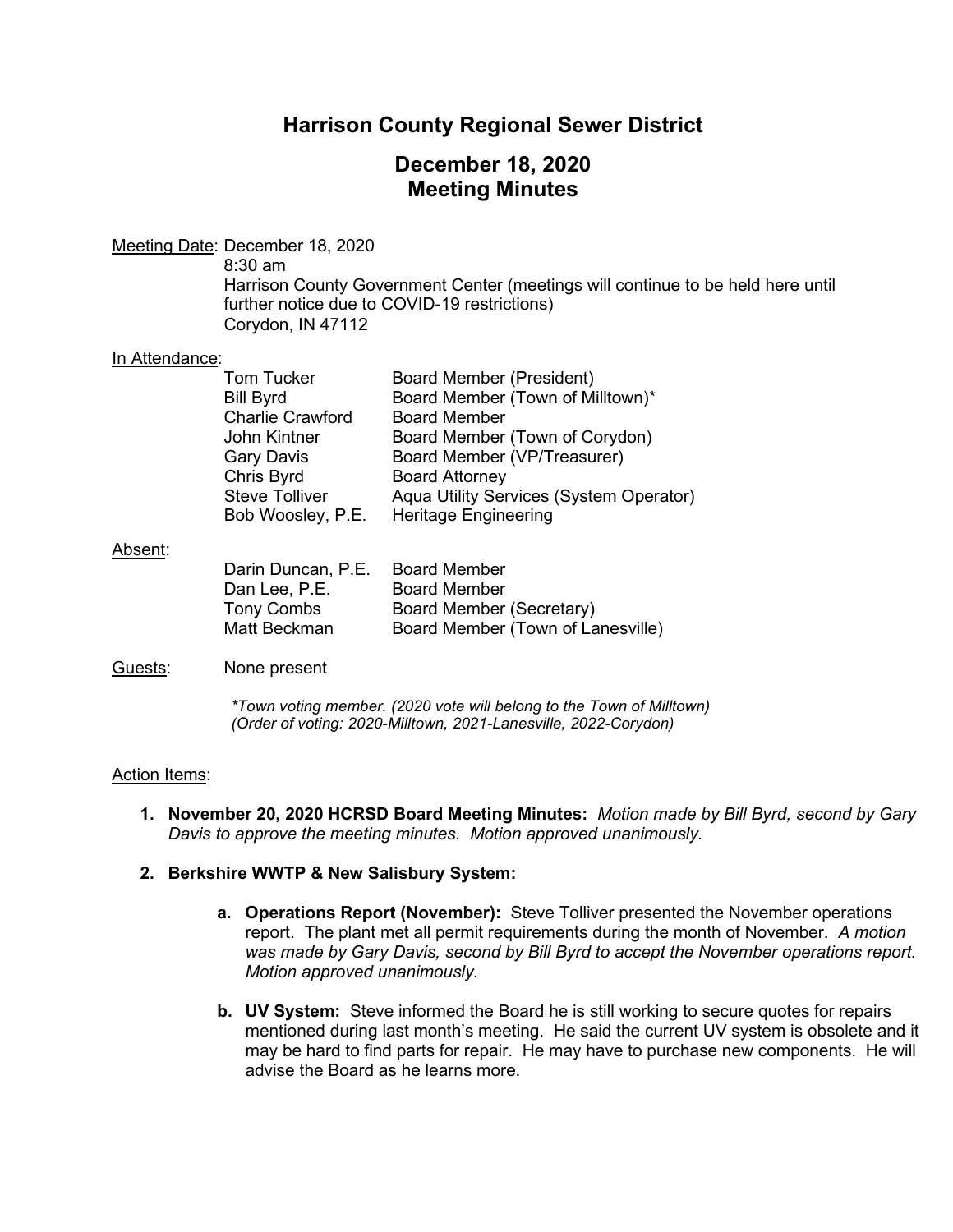# Harrison County Regional Sewer District

## December 18, 2020
## Meeting Minutes

Meeting Date: December 18, 2020
8:30 am
Harrison County Government Center (meetings will continue to be held here until further notice due to COVID-19 restrictions)
Corydon, IN 47112

In Attendance:

| | |
|---|---|
| Tom Tucker | Board Member (President) |
| Bill Byrd | Board Member (Town of Milltown)* |
| Charlie Crawford | Board Member |
| John Kintner | Board Member (Town of Corydon) |
| Gary Davis | Board Member (VP/Treasurer) |
| Chris Byrd | Board Attorney |
| Steve Tolliver | Aqua Utility Services (System Operator) |
| Bob Woosley, P.E. | Heritage Engineering |

Absent:

| | |
|---|---|
| Darin Duncan, P.E. | Board Member |
| Dan Lee, P.E. | Board Member |
| Tony Combs | Board Member (Secretary) |
| Matt Beckman | Board Member (Town of Lanesville) |

Guests: None present

*\*Town voting member. (2020 vote will belong to the Town of Milltown)*
*(Order of voting: 2020-Milltown, 2021-Lanesville, 2022-Corydon)*

Action Items:

1. **November 20, 2020 HCRSD Board Meeting Minutes:** *Motion made by Bill Byrd, second by Gary Davis to approve the meeting minutes. Motion approved unanimously.*

2. **Berkshire WWTP & New Salisbury System:**

   a. **Operations Report (November):** Steve Tolliver presented the November operations report. The plant met all permit requirements during the month of November. *A motion was made by Gary Davis, second by Bill Byrd to accept the November operations report. Motion approved unanimously.*

   b. **UV System:** Steve informed the Board he is still working to secure quotes for repairs mentioned during last month's meeting. He said the current UV system is obsolete and it may be hard to find parts for repair. He may have to purchase new components. He will advise the Board as he learns more.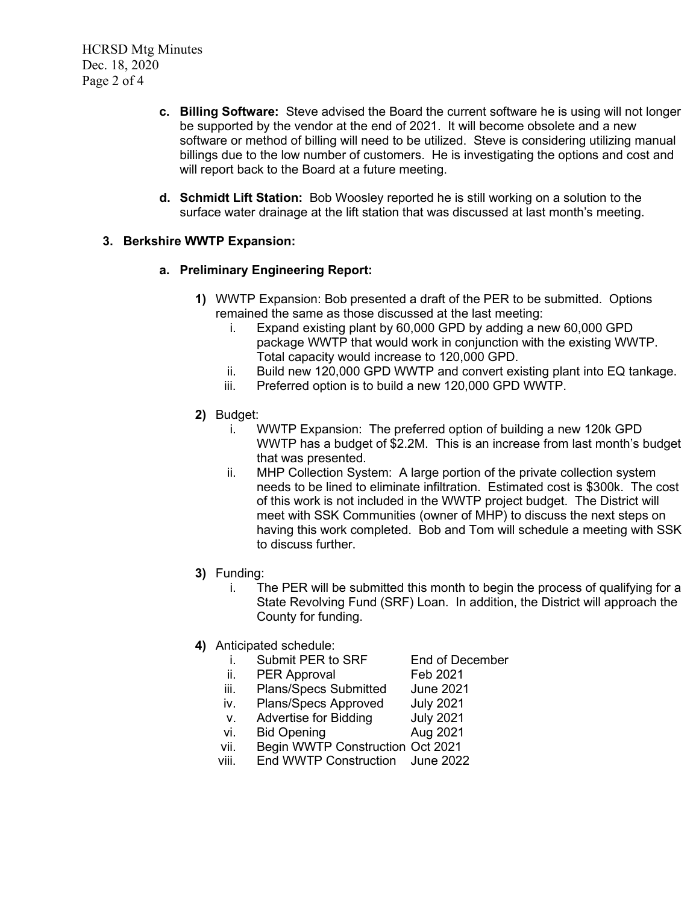c. **Billing Software:** Steve advised the Board the current software he is using will not longer be supported by the vendor at the end of 2021. It will become obsolete and a new software or method of billing will need to be utilized. Steve is considering utilizing manual billings due to the low number of customers. He is investigating the options and cost and will report back to the Board at a future meeting.

d. **Schmidt Lift Station:** Bob Woosley reported he is still working on a solution to the surface water drainage at the lift station that was discussed at last month's meeting.

**3. Berkshire WWTP Expansion:**

**a. Preliminary Engineering Report:**

**1)** WWTP Expansion: Bob presented a draft of the PER to be submitted. Options remained the same as those discussed at the last meeting:

   i. Expand existing plant by 60,000 GPD by adding a new 60,000 GPD package WWTP that would work in conjunction with the existing WWTP. Total capacity would increase to 120,000 GPD.
   ii. Build new 120,000 GPD WWTP and convert existing plant into EQ tankage.
   iii. Preferred option is to build a new 120,000 GPD WWTP.

**2)** Budget:

   i. WWTP Expansion: The preferred option of building a new 120k GPD WWTP has a budget of $2.2M. This is an increase from last month's budget that was presented.
   ii. MHP Collection System: A large portion of the private collection system needs to be lined to eliminate infiltration. Estimated cost is $300k. The cost of this work is not included in the WWTP project budget. The District will meet with SSK Communities (owner of MHP) to discuss the next steps on having this work completed. Bob and Tom will schedule a meeting with SSK to discuss further.

**3)** Funding:

   i. The PER will be submitted this month to begin the process of qualifying for a State Revolving Fund (SRF) Loan. In addition, the District will approach the County for funding.

**4)** Anticipated schedule:

   i. Submit PER to SRF — End of December
   ii. PER Approval — Feb 2021
   iii. Plans/Specs Submitted — June 2021
   iv. Plans/Specs Approved — July 2021
   v. Advertise for Bidding — July 2021
   vi. Bid Opening — Aug 2021
   vii. Begin WWTP Construction — Oct 2021
   viii. End WWTP Construction — June 2022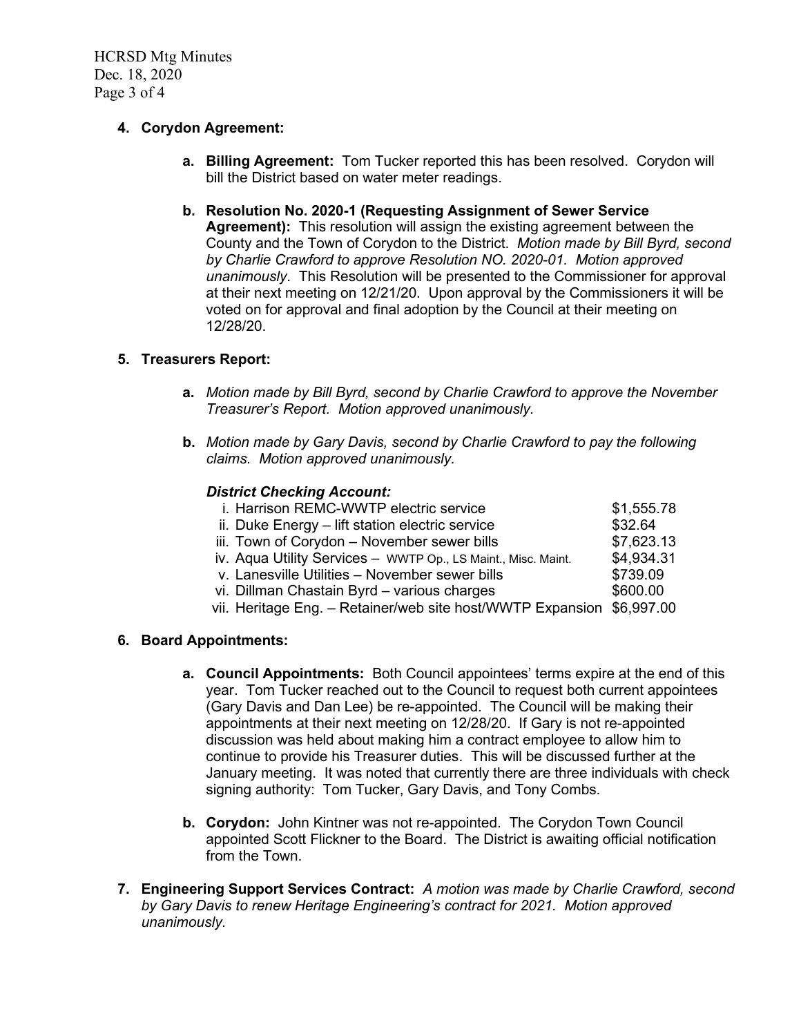4. **Corydon Agreement:**

   a. **Billing Agreement:** Tom Tucker reported this has been resolved. Corydon will bill the District based on water meter readings.

   b. **Resolution No. 2020-1 (Requesting Assignment of Sewer Service Agreement):** This resolution will assign the existing agreement between the County and the Town of Corydon to the District. *Motion made by Bill Byrd, second by Charlie Crawford to approve Resolution NO. 2020-01. Motion approved unanimously*. This Resolution will be presented to the Commissioner for approval at their next meeting on 12/21/20. Upon approval by the Commissioners it will be voted on for approval and final adoption by the Council at their meeting on 12/28/20.

5. **Treasurers Report:**

   a. *Motion made by Bill Byrd, second by Charlie Crawford to approve the November Treasurer's Report. Motion approved unanimously.*

   b. *Motion made by Gary Davis, second by Charlie Crawford to pay the following claims. Motion approved unanimously.*

   ***District Checking Account:***

   | | |
   |---|---|
   | i. Harrison REMC-WWTP electric service | $1,555.78 |
   | ii. Duke Energy – lift station electric service | $32.64 |
   | iii. Town of Corydon – November sewer bills | $7,623.13 |
   | iv. Aqua Utility Services – WWTP Op., LS Maint., Misc. Maint. | $4,934.31 |
   | v. Lanesville Utilities – November sewer bills | $739.09 |
   | vi. Dillman Chastain Byrd – various charges | $600.00 |
   | vii. Heritage Eng. – Retainer/web site host/WWTP Expansion | $6,997.00 |

6. **Board Appointments:**

   a. **Council Appointments:** Both Council appointees' terms expire at the end of this year. Tom Tucker reached out to the Council to request both current appointees (Gary Davis and Dan Lee) be re-appointed. The Council will be making their appointments at their next meeting on 12/28/20. If Gary is not re-appointed discussion was held about making him a contract employee to allow him to continue to provide his Treasurer duties. This will be discussed further at the January meeting. It was noted that currently there are three individuals with check signing authority: Tom Tucker, Gary Davis, and Tony Combs.

   b. **Corydon:** John Kintner was not re-appointed. The Corydon Town Council appointed Scott Flickner to the Board. The District is awaiting official notification from the Town.

7. **Engineering Support Services Contract:** *A motion was made by Charlie Crawford, second by Gary Davis to renew Heritage Engineering's contract for 2021. Motion approved unanimously.*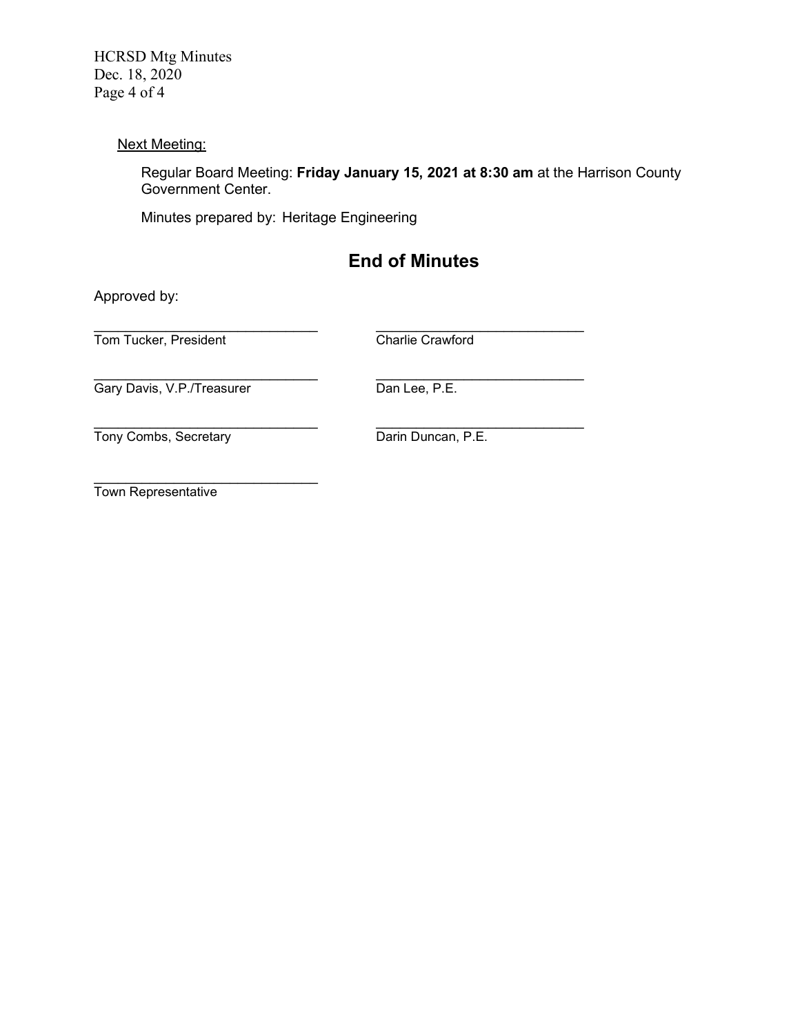Next Meeting:

Regular Board Meeting: **Friday January 15, 2021 at 8:30 am** at the Harrison County Government Center.

Minutes prepared by: Heritage Engineering

## End of Minutes

Approved by:

| | |
|---|---|
| ____________________________ | ____________________________ |
| Tom Tucker, President | Charlie Crawford |
| ____________________________ | ____________________________ |
| Gary Davis, V.P./Treasurer | Dan Lee, P.E. |
| ____________________________ | ____________________________ |
| Tony Combs, Secretary | Darin Duncan, P.E. |
| ____________________________ | |
| Town Representative | |